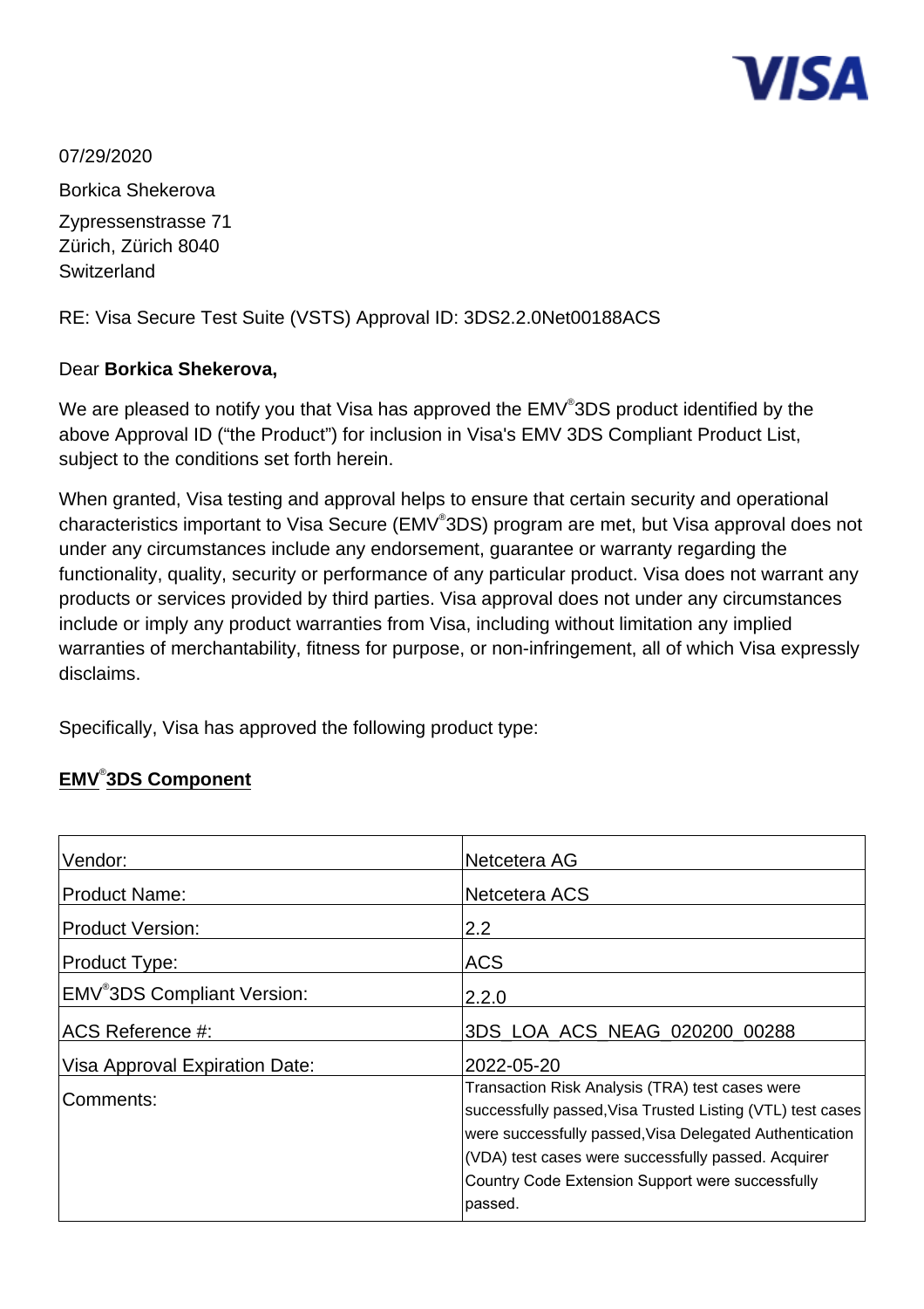VISA

07/29/2020

Borkica Shekerova

Zypressenstrasse 71
Zürich, Zürich 8040
Switzerland

RE: Visa Secure Test Suite (VSTS) Approval ID: 3DS2.2.0Net00188ACS

Dear **Borkica Shekerova,**

We are pleased to notify you that Visa has approved the EMV®3DS product identified by the above Approval ID ("the Product") for inclusion in Visa's EMV 3DS Compliant Product List, subject to the conditions set forth herein.

When granted, Visa testing and approval helps to ensure that certain security and operational characteristics important to Visa Secure (EMV®3DS) program are met, but Visa approval does not under any circumstances include any endorsement, guarantee or warranty regarding the functionality, quality, security or performance of any particular product. Visa does not warrant any products or services provided by third parties. Visa approval does not under any circumstances include or imply any product warranties from Visa, including without limitation any implied warranties of merchantability, fitness for purpose, or non-infringement, all of which Visa expressly disclaims.

Specifically, Visa has approved the following product type:

## EMV®3DS Component

| | |
|---|---|
| Vendor: | Netcetera AG |
| Product Name: | Netcetera ACS |
| Product Version: | 2.2 |
| Product Type: | ACS |
| EMV®3DS Compliant Version: | 2.2.0 |
| ACS Reference #: | 3DS_LOA_ACS_NEAG_020200_00288 |
| Visa Approval Expiration Date: | 2022-05-20 |
| Comments: | Transaction Risk Analysis (TRA) test cases were successfully passed,Visa Trusted Listing (VTL) test cases were successfully passed,Visa Delegated Authentication (VDA) test cases were successfully passed. Acquirer Country Code Extension Support were successfully passed. |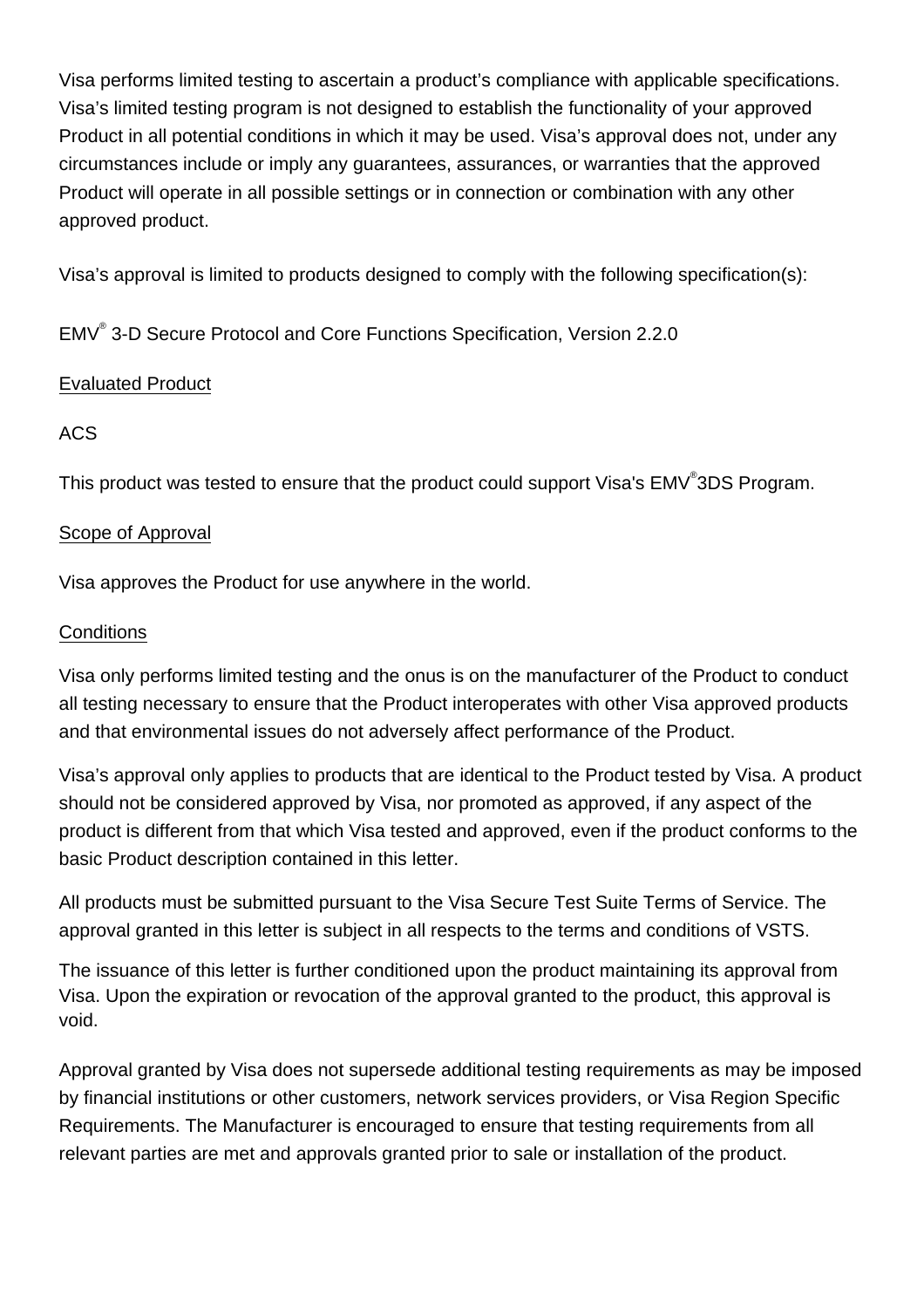Visa performs limited testing to ascertain a product's compliance with applicable specifications. Visa's limited testing program is not designed to establish the functionality of your approved Product in all potential conditions in which it may be used. Visa's approval does not, under any circumstances include or imply any guarantees, assurances, or warranties that the approved Product will operate in all possible settings or in connection or combination with any other approved product.

Visa's approval is limited to products designed to comply with the following specification(s):

EMV® 3-D Secure Protocol and Core Functions Specification, Version 2.2.0

Evaluated Product

ACS

This product was tested to ensure that the product could support Visa's EMV®3DS Program.

Scope of Approval

Visa approves the Product for use anywhere in the world.

Conditions

Visa only performs limited testing and the onus is on the manufacturer of the Product to conduct all testing necessary to ensure that the Product interoperates with other Visa approved products and that environmental issues do not adversely affect performance of the Product.

Visa's approval only applies to products that are identical to the Product tested by Visa. A product should not be considered approved by Visa, nor promoted as approved, if any aspect of the product is different from that which Visa tested and approved, even if the product conforms to the basic Product description contained in this letter.

All products must be submitted pursuant to the Visa Secure Test Suite Terms of Service. The approval granted in this letter is subject in all respects to the terms and conditions of VSTS.

The issuance of this letter is further conditioned upon the product maintaining its approval from Visa. Upon the expiration or revocation of the approval granted to the product, this approval is void.

Approval granted by Visa does not supersede additional testing requirements as may be imposed by financial institutions or other customers, network services providers, or Visa Region Specific Requirements. The Manufacturer is encouraged to ensure that testing requirements from all relevant parties are met and approvals granted prior to sale or installation of the product.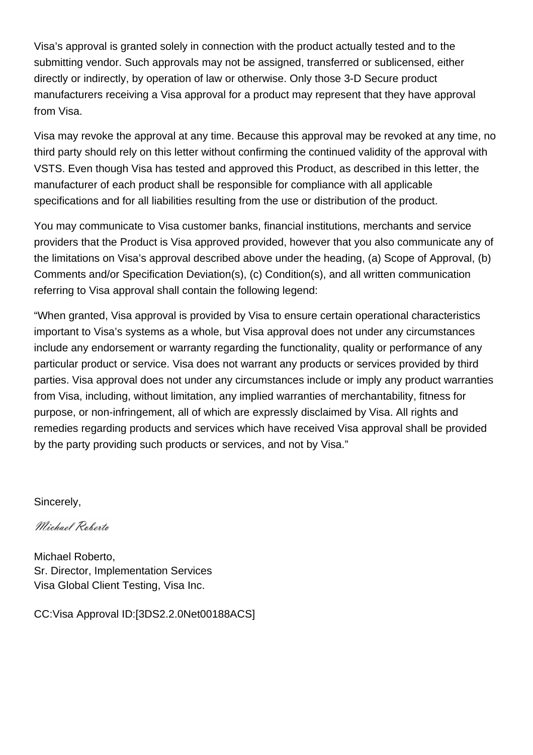Visa's approval is granted solely in connection with the product actually tested and to the submitting vendor. Such approvals may not be assigned, transferred or sublicensed, either directly or indirectly, by operation of law or otherwise. Only those 3-D Secure product manufacturers receiving a Visa approval for a product may represent that they have approval from Visa.

Visa may revoke the approval at any time. Because this approval may be revoked at any time, no third party should rely on this letter without confirming the continued validity of the approval with VSTS. Even though Visa has tested and approved this Product, as described in this letter, the manufacturer of each product shall be responsible for compliance with all applicable specifications and for all liabilities resulting from the use or distribution of the product.

You may communicate to Visa customer banks, financial institutions, merchants and service providers that the Product is Visa approved provided, however that you also communicate any of the limitations on Visa's approval described above under the heading, (a) Scope of Approval, (b) Comments and/or Specification Deviation(s), (c) Condition(s), and all written communication referring to Visa approval shall contain the following legend:

"When granted, Visa approval is provided by Visa to ensure certain operational characteristics important to Visa's systems as a whole, but Visa approval does not under any circumstances include any endorsement or warranty regarding the functionality, quality or performance of any particular product or service. Visa does not warrant any products or services provided by third parties. Visa approval does not under any circumstances include or imply any product warranties from Visa, including, without limitation, any implied warranties of merchantability, fitness for purpose, or non-infringement, all of which are expressly disclaimed by Visa. All rights and remedies regarding products and services which have received Visa approval shall be provided by the party providing such products or services, and not by Visa."

Sincerely,

*Michael Roberto*

Michael Roberto,
Sr. Director, Implementation Services
Visa Global Client Testing, Visa Inc.

CC:Visa Approval ID:[3DS2.2.0Net00188ACS]